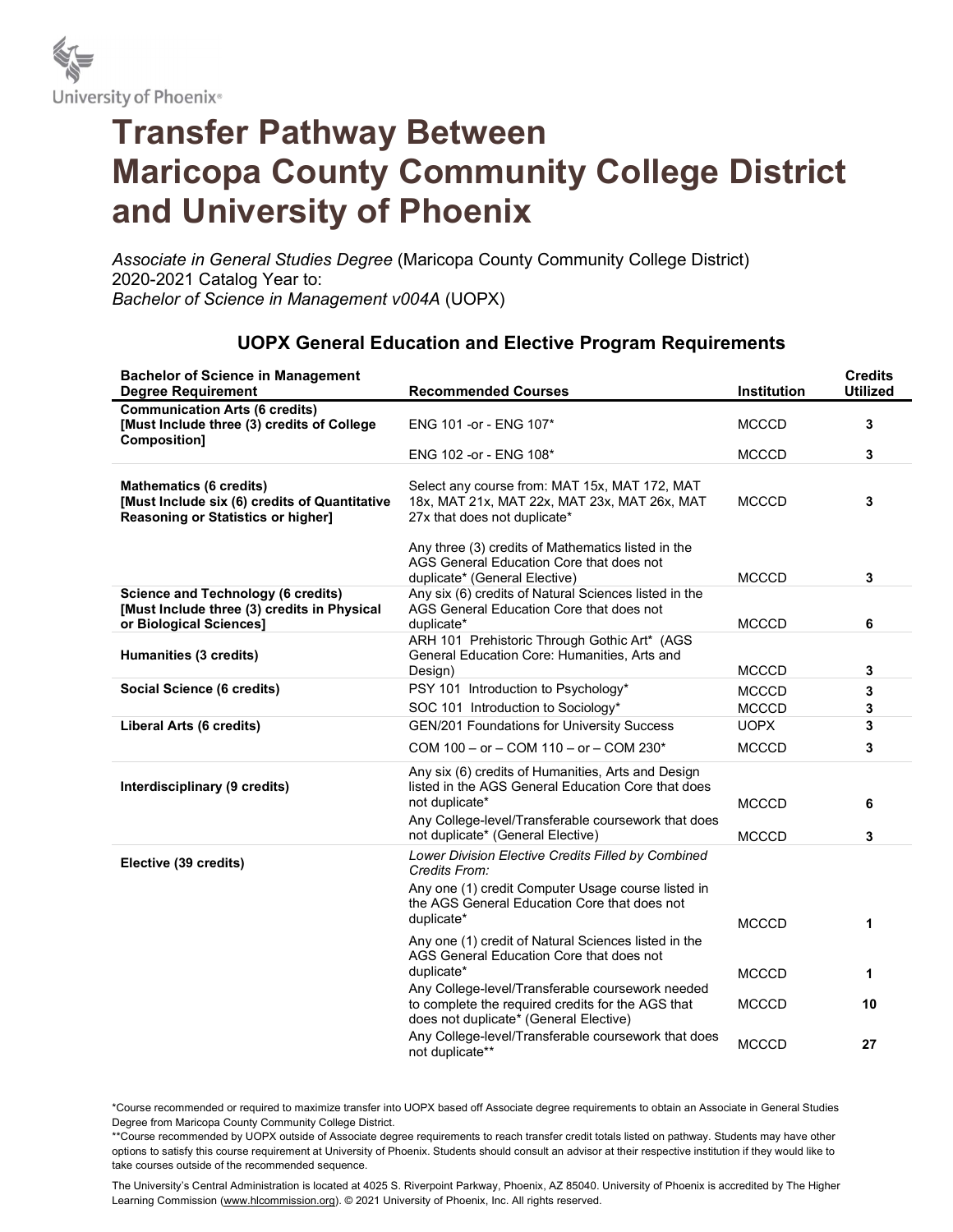# Transfer Pathway Between Maricopa County Community College District and University of Phoenix

*Associate in General Studies Degree* (Maricopa County Community College District)
2020-2021 Catalog Year to:
*Bachelor of Science in Management v004A* (UOPX)

## UOPX General Education and Elective Program Requirements

| Bachelor of Science in Management Degree Requirement | Recommended Courses | Institution | Credits Utilized |
|---|---|---|---|
| **Communication Arts (6 credits) [Must Include three (3) credits of College Composition]** | ENG 101 -or - ENG 107* | MCCCD | 3 |
| | ENG 102 -or - ENG 108* | MCCCD | 3 |
| **Mathematics (6 credits) [Must Include six (6) credits of Quantitative Reasoning or Statistics or higher]** | Select any course from: MAT 15x, MAT 172, MAT 18x, MAT 21x, MAT 22x, MAT 23x, MAT 26x, MAT 27x that does not duplicate* | MCCCD | 3 |
| | Any three (3) credits of Mathematics listed in the AGS General Education Core that does not duplicate* (General Elective) | MCCCD | 3 |
| **Science and Technology (6 credits) [Must Include three (3) credits in Physical or Biological Sciences]** | Any six (6) credits of Natural Sciences listed in the AGS General Education Core that does not duplicate* | MCCCD | 6 |
| **Humanities (3 credits)** | ARH 101 Prehistoric Through Gothic Art* (AGS General Education Core: Humanities, Arts and Design) | MCCCD | 3 |
| **Social Science (6 credits)** | PSY 101 Introduction to Psychology* | MCCCD | 3 |
| | SOC 101 Introduction to Sociology* | MCCCD | 3 |
| **Liberal Arts (6 credits)** | GEN/201 Foundations for University Success | UOPX | 3 |
| | COM 100 – or – COM 110 – or – COM 230* | MCCCD | 3 |
| **Interdisciplinary (9 credits)** | Any six (6) credits of Humanities, Arts and Design listed in the AGS General Education Core that does not duplicate* | MCCCD | 6 |
| | Any College-level/Transferable coursework that does not duplicate* (General Elective) | MCCCD | 3 |
| **Elective (39 credits)** | *Lower Division Elective Credits Filled by Combined Credits From:* | | |
| | Any one (1) credit Computer Usage course listed in the AGS General Education Core that does not duplicate* | MCCCD | 1 |
| | Any one (1) credit of Natural Sciences listed in the AGS General Education Core that does not duplicate* | MCCCD | 1 |
| | Any College-level/Transferable coursework needed to complete the required credits for the AGS that does not duplicate* (General Elective) | MCCCD | 10 |
| | Any College-level/Transferable coursework that does not duplicate** | MCCCD | 27 |

*Course recommended or required to maximize transfer into UOPX based off Associate degree requirements to obtain an Associate in General Studies Degree from Maricopa County Community College District.

**Course recommended by UOPX outside of Associate degree requirements to reach transfer credit totals listed on pathway. Students may have other options to satisfy this course requirement at University of Phoenix. Students should consult an advisor at their respective institution if they would like to take courses outside of the recommended sequence.

The University's Central Administration is located at 4025 S. Riverpoint Parkway, Phoenix, AZ 85040. University of Phoenix is accredited by The Higher Learning Commission (www.hlcommission.org). © 2021 University of Phoenix, Inc. All rights reserved.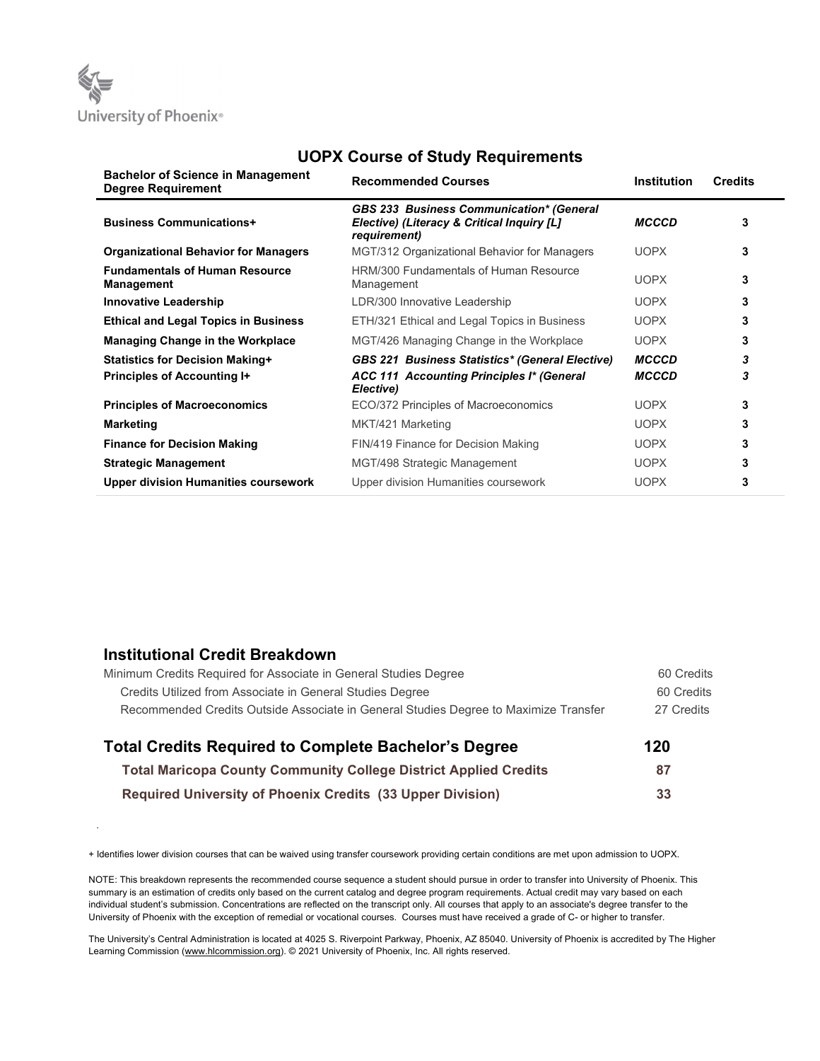University of Phoenix®

## UOPX Course of Study Requirements

| Bachelor of Science in Management Degree Requirement | Recommended Courses | Institution | Credits |
| --- | --- | --- | --- |
| **Business Communications+** | ***GBS 233 Business Communication* (General Elective) (Literacy & Critical Inquiry [L] requirement)*** | ***MCCCD*** | **3** |
| **Organizational Behavior for Managers** | MGT/312 Organizational Behavior for Managers | UOPX | **3** |
| **Fundamentals of Human Resource Management** | HRM/300 Fundamentals of Human Resource Management | UOPX | **3** |
| **Innovative Leadership** | LDR/300 Innovative Leadership | UOPX | **3** |
| **Ethical and Legal Topics in Business** | ETH/321 Ethical and Legal Topics in Business | UOPX | **3** |
| **Managing Change in the Workplace** | MGT/426 Managing Change in the Workplace | UOPX | **3** |
| **Statistics for Decision Making+** | ***GBS 221 Business Statistics* (General Elective)*** | ***MCCCD*** | ***3*** |
| **Principles of Accounting I+** | ***ACC 111 Accounting Principles I* (General Elective)*** | ***MCCCD*** | ***3*** |
| **Principles of Macroeconomics** | ECO/372 Principles of Macroeconomics | UOPX | **3** |
| **Marketing** | MKT/421 Marketing | UOPX | **3** |
| **Finance for Decision Making** | FIN/419 Finance for Decision Making | UOPX | **3** |
| **Strategic Management** | MGT/498 Strategic Management | UOPX | **3** |
| **Upper division Humanities coursework** | Upper division Humanities coursework | UOPX | **3** |

### Institutional Credit Breakdown

| | |
| --- | --- |
| Minimum Credits Required for Associate in General Studies Degree | 60 Credits |
| Credits Utilized from Associate in General Studies Degree | 60 Credits |
| Recommended Credits Outside Associate in General Studies Degree to Maximize Transfer | 27 Credits |
| **Total Credits Required to Complete Bachelor's Degree** | **120** |
| **Total Maricopa County Community College District Applied Credits** | **87** |
| **Required University of Phoenix Credits (33 Upper Division)** | **33** |

+ Identifies lower division courses that can be waived using transfer coursework providing certain conditions are met upon admission to UOPX.

NOTE: This breakdown represents the recommended course sequence a student should pursue in order to transfer into University of Phoenix. This summary is an estimation of credits only based on the current catalog and degree program requirements. Actual credit may vary based on each individual student's submission. Concentrations are reflected on the transcript only. All courses that apply to an associate's degree transfer to the University of Phoenix with the exception of remedial or vocational courses. Courses must have received a grade of C- or higher to transfer.

The University's Central Administration is located at 4025 S. Riverpoint Parkway, Phoenix, AZ 85040. University of Phoenix is accredited by The Higher Learning Commission (www.hlcommission.org). © 2021 University of Phoenix, Inc. All rights reserved.